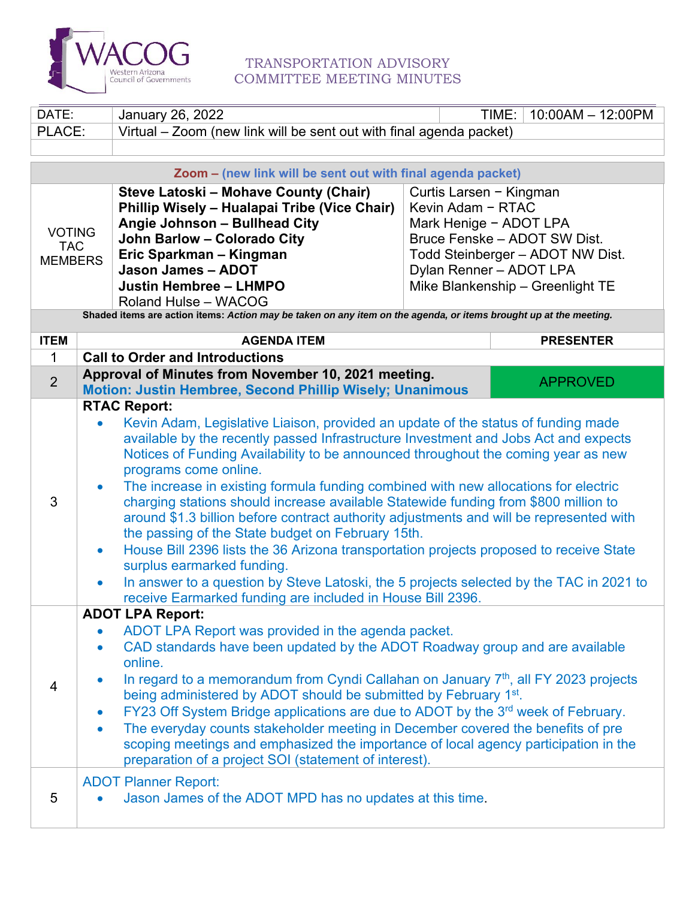WACOG
Western Arizona Council of Governments

# TRANSPORTATION ADVISORY COMMITTEE MEETING MINUTES

| DATE: | January 26, 2022 | TIME: | 10:00AM – 12:00PM |
|---|---|---|---|
| PLACE: | Virtual – Zoom (new link will be sent out with final agenda packet) | | |
| | | | |

**Zoom – (new link will be sent out with final agenda packet)**

| VOTING TAC MEMBERS | | |
|---|---|---|
| | **Steve Latoski – Mohave County (Chair)** | Curtis Larsen – Kingman |
| | **Phillip Wisely – Hualapai Tribe (Vice Chair)** | Kevin Adam – RTAC |
| | **Angie Johnson – Bullhead City** | Mark Henige – ADOT LPA |
| | **John Barlow – Colorado City** | Bruce Fenske – ADOT SW Dist. |
| | **Eric Sparkman – Kingman** | Todd Steinberger – ADOT NW Dist. |
| | **Jason James – ADOT** | Dylan Renner – ADOT LPA |
| | **Justin Hembree – LHMPO** | Mike Blankenship – Greenlight TE |
| | Roland Hulse – WACOG | |

**Shaded items are action items:** *Action may be taken on any item on the agenda, or items brought up at the meeting.*

| ITEM | AGENDA ITEM | PRESENTER |
|---|---|---|
| 1 | **Call to Order and Introductions** | |
| 2 | **Approval of Minutes from November 10, 2021 meeting.** **Motion: Justin Hembree, Second Phillip Wisely; Unanimous** | APPROVED |
| 3 | **RTAC Report:** • Kevin Adam, Legislative Liaison, provided an update of the status of funding made available by the recently passed Infrastructure Investment and Jobs Act and expects Notices of Funding Availability to be announced throughout the coming year as new programs come online. • The increase in existing formula funding combined with new allocations for electric charging stations should increase available Statewide funding from $800 million to around $1.3 billion before contract authority adjustments and will be represented with the passing of the State budget on February 15th. • House Bill 2396 lists the 36 Arizona transportation projects proposed to receive State surplus earmarked funding. • In answer to a question by Steve Latoski, the 5 projects selected by the TAC in 2021 to receive Earmarked funding are included in House Bill 2396. | |
| 4 | **ADOT LPA Report:** • ADOT LPA Report was provided in the agenda packet. • CAD standards have been updated by the ADOT Roadway group and are available online. • In regard to a memorandum from Cyndi Callahan on January 7th, all FY 2023 projects being administered by ADOT should be submitted by February 1st. • FY23 Off System Bridge applications are due to ADOT by the 3rd week of February. • The everyday counts stakeholder meeting in December covered the benefits of pre scoping meetings and emphasized the importance of local agency participation in the preparation of a project SOI (statement of interest). | |
| 5 | ADOT Planner Report: • Jason James of the ADOT MPD has no updates at this time. | |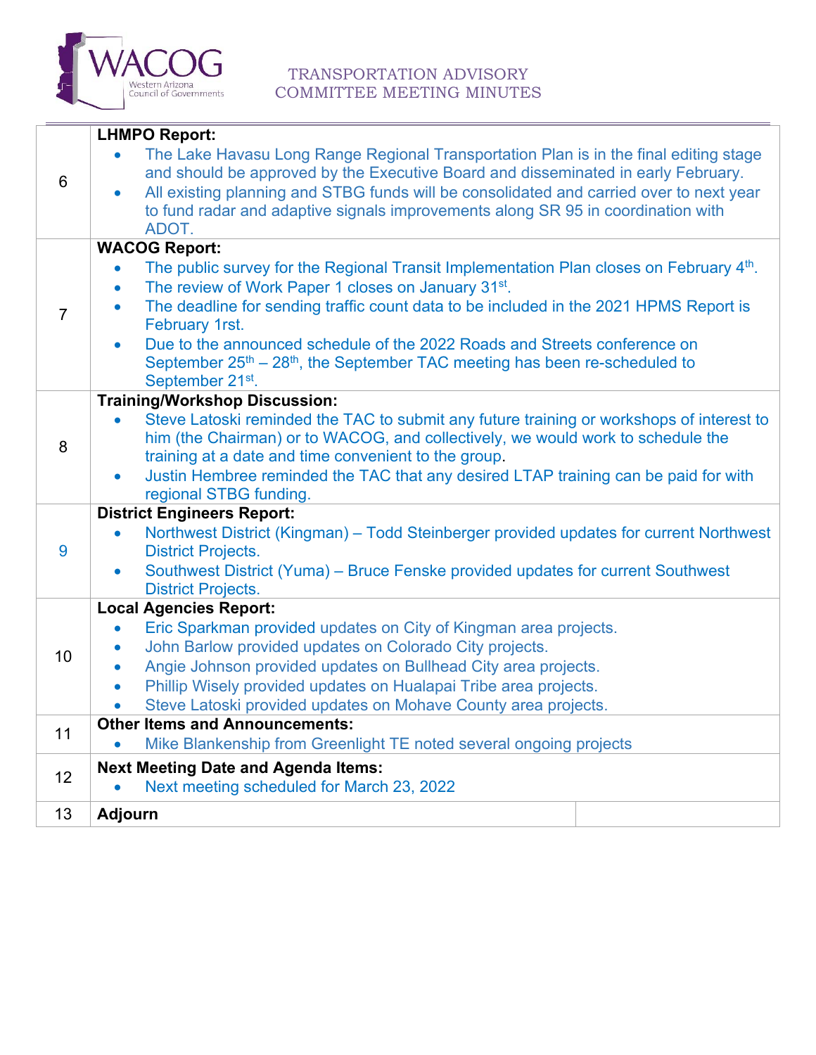| | |
|---|---|
| 6 | **LHMPO Report:**<br>• The Lake Havasu Long Range Regional Transportation Plan is in the final editing stage and should be approved by the Executive Board and disseminated in early February.<br>• All existing planning and STBG funds will be consolidated and carried over to next year to fund radar and adaptive signals improvements along SR 95 in coordination with ADOT. |
| 7 | **WACOG Report:**<br>• The public survey for the Regional Transit Implementation Plan closes on February 4th.<br>• The review of Work Paper 1 closes on January 31st.<br>• The deadline for sending traffic count data to be included in the 2021 HPMS Report is February 1rst.<br>• Due to the announced schedule of the 2022 Roads and Streets conference on September 25th – 28th, the September TAC meeting has been re-scheduled to September 21st. |
| 8 | **Training/Workshop Discussion:**<br>• Steve Latoski reminded the TAC to submit any future training or workshops of interest to him (the Chairman) or to WACOG, and collectively, we would work to schedule the training at a date and time convenient to the group.<br>• Justin Hembree reminded the TAC that any desired LTAP training can be paid for with regional STBG funding. |
| 9 | **District Engineers Report:**<br>• Northwest District (Kingman) – Todd Steinberger provided updates for current Northwest District Projects.<br>• Southwest District (Yuma) – Bruce Fenske provided updates for current Southwest District Projects. |
| 10 | **Local Agencies Report:**<br>• Eric Sparkman provided updates on City of Kingman area projects.<br>• John Barlow provided updates on Colorado City projects.<br>• Angie Johnson provided updates on Bullhead City area projects.<br>• Phillip Wisely provided updates on Hualapai Tribe area projects.<br>• Steve Latoski provided updates on Mohave County area projects. |
| 11 | **Other Items and Announcements:**<br>• Mike Blankenship from Greenlight TE noted several ongoing projects |
| 12 | **Next Meeting Date and Agenda Items:**<br>• Next meeting scheduled for March 23, 2022 |
| 13 | **Adjourn** |